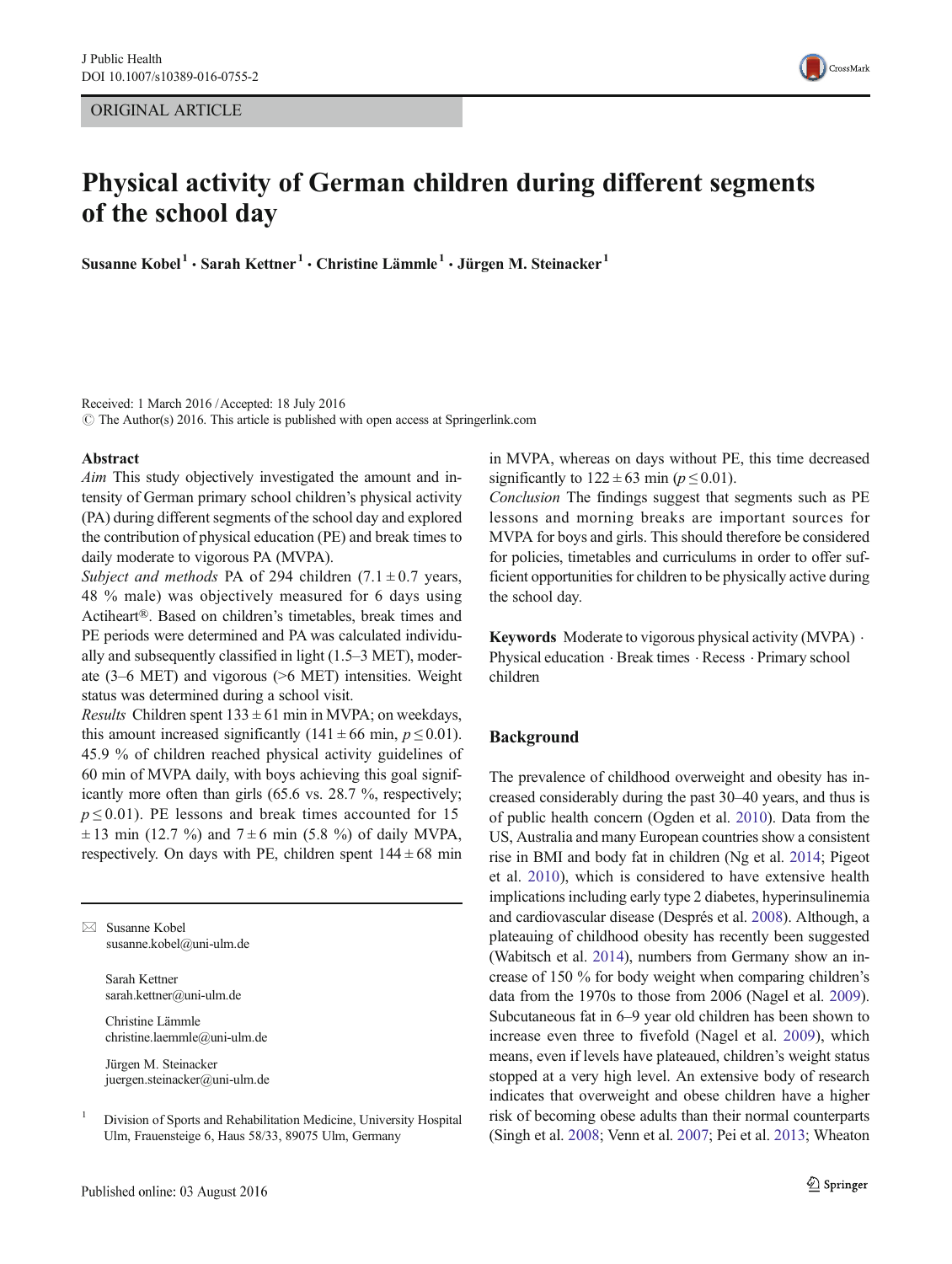ORIGINAL ARTICLE

# Physical activity of German children during different segments of the school day

**Susanne Kobel[1] · Sarah Kettner[1] · Christine Lämmle[1] · Jürgen M. Steinacker[1]**

Received: 1 March 2016 / Accepted: 18 July 2016
© The Author(s) 2016. This article is published with open access at Springerlink.com

## Abstract

*Aim* This study objectively investigated the amount and intensity of German primary school children's physical activity (PA) during different segments of the school day and explored the contribution of physical education (PE) and break times to daily moderate to vigorous PA (MVPA).

*Subject and methods* PA of 294 children ($7.1 \pm 0.7$ years, 48 % male) was objectively measured for 6 days using Actiheart®. Based on children's timetables, break times and PE periods were determined and PA was calculated individually and subsequently classified in light (1.5–3 MET), moderate (3–6 MET) and vigorous (>6 MET) intensities. Weight status was determined during a school visit.

*Results* Children spent $133 \pm 61$ min in MVPA; on weekdays, this amount increased significantly ($141 \pm 66$ min, $p \leq 0.01$). 45.9 % of children reached physical activity guidelines of 60 min of MVPA daily, with boys achieving this goal significantly more often than girls (65.6 vs. 28.7 %, respectively; $p \leq 0.01$). PE lessons and break times accounted for $15 \pm 13$ min (12.7 %) and $7 \pm 6$ min (5.8 %) of daily MVPA, respectively. On days with PE, children spent $144 \pm 68$ min in MVPA, whereas on days without PE, this time decreased significantly to $122 \pm 63$ min ($p \leq 0.01$).

*Conclusion* The findings suggest that segments such as PE lessons and morning breaks are important sources for MVPA for boys and girls. This should therefore be considered for policies, timetables and curriculums in order to offer sufficient opportunities for children to be physically active during the school day.

**Keywords** Moderate to vigorous physical activity (MVPA) · Physical education · Break times · Recess · Primary school children

✉ Susanne Kobel
susanne.kobel@uni-ulm.de

Sarah Kettner
sarah.kettner@uni-ulm.de

Christine Lämmle
christine.laemmle@uni-ulm.de

Jürgen M. Steinacker
juergen.steinacker@uni-ulm.de

[1] Division of Sports and Rehabilitation Medicine, University Hospital Ulm, Frauensteige 6, Haus 58/33, 89075 Ulm, Germany

## Background

The prevalence of childhood overweight and obesity has increased considerably during the past 30–40 years, and thus is of public health concern (Ogden et al. 2010). Data from the US, Australia and many European countries show a consistent rise in BMI and body fat in children (Ng et al. 2014; Pigeot et al. 2010), which is considered to have extensive health implications including early type 2 diabetes, hyperinsulinemia and cardiovascular disease (Després et al. 2008). Although, a plateauing of childhood obesity has recently been suggested (Wabitsch et al. 2014), numbers from Germany show an increase of 150 % for body weight when comparing children's data from the 1970s to those from 2006 (Nagel et al. 2009). Subcutaneous fat in 6–9 year old children has been shown to increase even three to fivefold (Nagel et al. 2009), which means, even if levels have plateaued, children's weight status stopped at a very high level. An extensive body of research indicates that overweight and obese children have a higher risk of becoming obese adults than their normal counterparts (Singh et al. 2008; Venn et al. 2007; Pei et al. 2013; Wheaton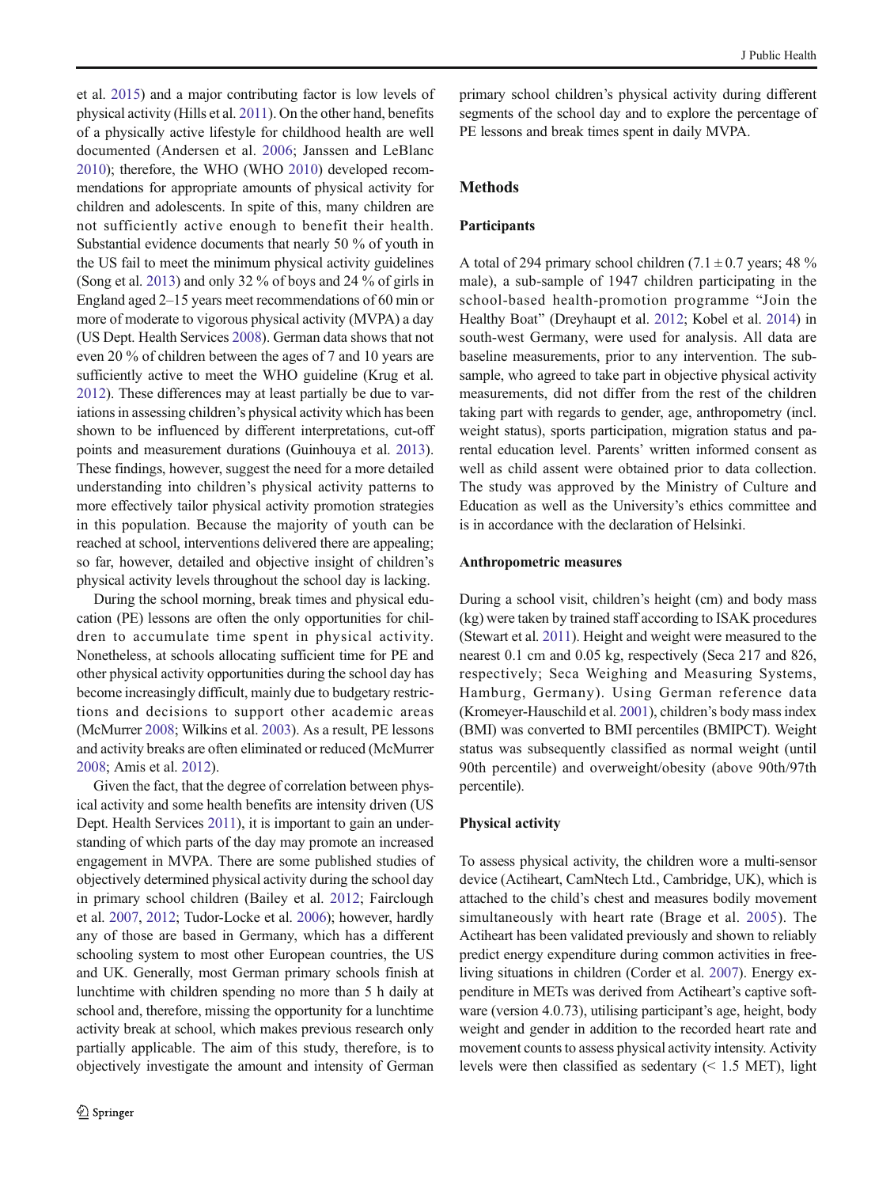et al. 2015) and a major contributing factor is low levels of physical activity (Hills et al. 2011). On the other hand, benefits of a physically active lifestyle for childhood health are well documented (Andersen et al. 2006; Janssen and LeBlanc 2010); therefore, the WHO (WHO 2010) developed recommendations for appropriate amounts of physical activity for children and adolescents. In spite of this, many children are not sufficiently active enough to benefit their health. Substantial evidence documents that nearly 50 % of youth in the US fail to meet the minimum physical activity guidelines (Song et al. 2013) and only 32 % of boys and 24 % of girls in England aged 2–15 years meet recommendations of 60 min or more of moderate to vigorous physical activity (MVPA) a day (US Dept. Health Services 2008). German data shows that not even 20 % of children between the ages of 7 and 10 years are sufficiently active to meet the WHO guideline (Krug et al. 2012). These differences may at least partially be due to variations in assessing children's physical activity which has been shown to be influenced by different interpretations, cut-off points and measurement durations (Guinhouya et al. 2013). These findings, however, suggest the need for a more detailed understanding into children's physical activity patterns to more effectively tailor physical activity promotion strategies in this population. Because the majority of youth can be reached at school, interventions delivered there are appealing; so far, however, detailed and objective insight of children's physical activity levels throughout the school day is lacking.

During the school morning, break times and physical education (PE) lessons are often the only opportunities for children to accumulate time spent in physical activity. Nonetheless, at schools allocating sufficient time for PE and other physical activity opportunities during the school day has become increasingly difficult, mainly due to budgetary restrictions and decisions to support other academic areas (McMurrer 2008; Wilkins et al. 2003). As a result, PE lessons and activity breaks are often eliminated or reduced (McMurrer 2008; Amis et al. 2012).

Given the fact, that the degree of correlation between physical activity and some health benefits are intensity driven (US Dept. Health Services 2011), it is important to gain an understanding of which parts of the day may promote an increased engagement in MVPA. There are some published studies of objectively determined physical activity during the school day in primary school children (Bailey et al. 2012; Fairclough et al. 2007, 2012; Tudor-Locke et al. 2006); however, hardly any of those are based in Germany, which has a different schooling system to most other European countries, the US and UK. Generally, most German primary schools finish at lunchtime with children spending no more than 5 h daily at school and, therefore, missing the opportunity for a lunchtime activity break at school, which makes previous research only partially applicable. The aim of this study, therefore, is to objectively investigate the amount and intensity of German primary school children's physical activity during different segments of the school day and to explore the percentage of PE lessons and break times spent in daily MVPA.

## Methods

### Participants

A total of 294 primary school children (7.1 ± 0.7 years; 48 % male), a sub-sample of 1947 children participating in the school-based health-promotion programme "Join the Healthy Boat" (Dreyhaupt et al. 2012; Kobel et al. 2014) in south-west Germany, were used for analysis. All data are baseline measurements, prior to any intervention. The sub-sample, who agreed to take part in objective physical activity measurements, did not differ from the rest of the children taking part with regards to gender, age, anthropometry (incl. weight status), sports participation, migration status and parental education level. Parents' written informed consent as well as child assent were obtained prior to data collection. The study was approved by the Ministry of Culture and Education as well as the University's ethics committee and is in accordance with the declaration of Helsinki.

### Anthropometric measures

During a school visit, children's height (cm) and body mass (kg) were taken by trained staff according to ISAK procedures (Stewart et al. 2011). Height and weight were measured to the nearest 0.1 cm and 0.05 kg, respectively (Seca 217 and 826, respectively; Seca Weighing and Measuring Systems, Hamburg, Germany). Using German reference data (Kromeyer-Hauschild et al. 2001), children's body mass index (BMI) was converted to BMI percentiles (BMIPCT). Weight status was subsequently classified as normal weight (until 90th percentile) and overweight/obesity (above 90th/97th percentile).

### Physical activity

To assess physical activity, the children wore a multi-sensor device (Actiheart, CamNtech Ltd., Cambridge, UK), which is attached to the child's chest and measures bodily movement simultaneously with heart rate (Brage et al. 2005). The Actiheart has been validated previously and shown to reliably predict energy expenditure during common activities in free-living situations in children (Corder et al. 2007). Energy expenditure in METs was derived from Actiheart's captive software (version 4.0.73), utilising participant's age, height, body weight and gender in addition to the recorded heart rate and movement counts to assess physical activity intensity. Activity levels were then classified as sedentary (< 1.5 MET), light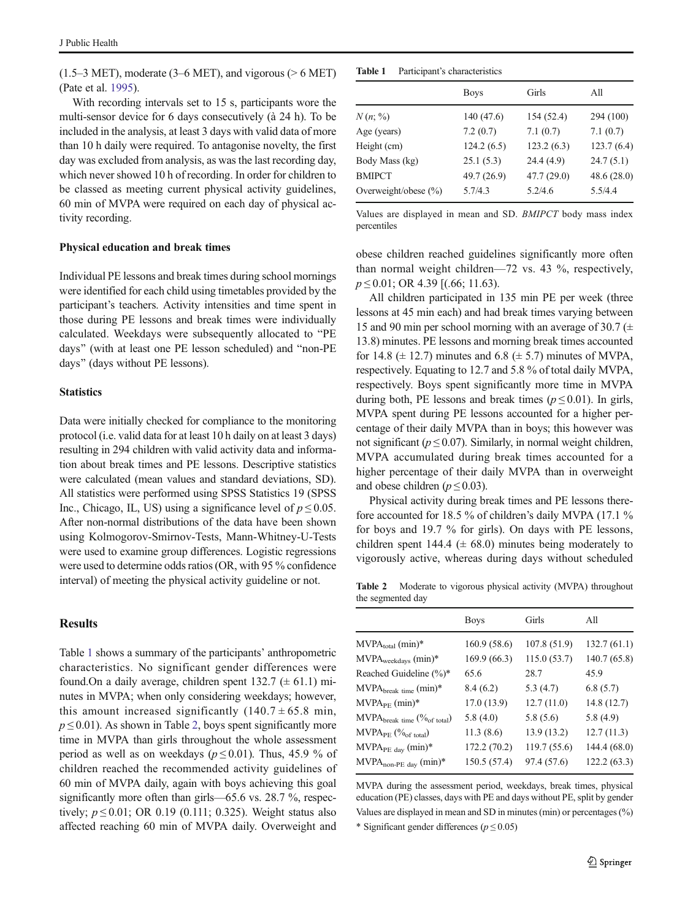(1.5–3 MET), moderate (3–6 MET), and vigorous (> 6 MET) (Pate et al. 1995).

With recording intervals set to 15 s, participants wore the multi-sensor device for 6 days consecutively (à 24 h). To be included in the analysis, at least 3 days with valid data of more than 10 h daily were required. To antagonise novelty, the first day was excluded from analysis, as was the last recording day, which never showed 10 h of recording. In order for children to be classed as meeting current physical activity guidelines, 60 min of MVPA were required on each day of physical activity recording.

### Physical education and break times

Individual PE lessons and break times during school mornings were identified for each child using timetables provided by the participant's teachers. Activity intensities and time spent in those during PE lessons and break times were individually calculated. Weekdays were subsequently allocated to "PE days" (with at least one PE lesson scheduled) and "non-PE days" (days without PE lessons).

### Statistics

Data were initially checked for compliance to the monitoring protocol (i.e. valid data for at least 10 h daily on at least 3 days) resulting in 294 children with valid activity data and information about break times and PE lessons. Descriptive statistics were calculated (mean values and standard deviations, SD). All statistics were performed using SPSS Statistics 19 (SPSS Inc., Chicago, IL, US) using a significance level of $p \leq 0.05$. After non-normal distributions of the data have been shown using Kolmogorov-Smirnov-Tests, Mann-Whitney-U-Tests were used to examine group differences. Logistic regressions were used to determine odds ratios (OR, with 95 % confidence interval) of meeting the physical activity guideline or not.

## Results

Table 1 shows a summary of the participants' anthropometric characteristics. No significant gender differences were found.On a daily average, children spent 132.7 ($\pm$ 61.1) minutes in MVPA; when only considering weekdays; however, this amount increased significantly (140.7 $\pm$ 65.8 min, $p \leq 0.01$). As shown in Table 2, boys spent significantly more time in MVPA than girls throughout the whole assessment period as well as on weekdays ($p \leq 0.01$). Thus, 45.9 % of children reached the recommended activity guidelines of 60 min of MVPA daily, again with boys achieving this goal significantly more often than girls—65.6 vs. 28.7 %, respectively; $p \leq 0.01$; OR 0.19 (0.111; 0.325). Weight status also affected reaching 60 min of MVPA daily. Overweight and obese children reached guidelines significantly more often than normal weight children—72 vs. 43 %, respectively, $p \leq 0.01$; OR 4.39 [(.66; 11.63).

All children participated in 135 min PE per week (three lessons at 45 min each) and had break times varying between 15 and 90 min per school morning with an average of 30.7 ($\pm$ 13.8) minutes. PE lessons and morning break times accounted for 14.8 ($\pm$ 12.7) minutes and 6.8 ($\pm$ 5.7) minutes of MVPA, respectively. Equating to 12.7 and 5.8 % of total daily MVPA, respectively. Boys spent significantly more time in MVPA during both, PE lessons and break times ($p \leq 0.01$). In girls, MVPA spent during PE lessons accounted for a higher percentage of their daily MVPA than in boys; this however was not significant ($p \leq 0.07$). Similarly, in normal weight children, MVPA accumulated during break times accounted for a higher percentage of their daily MVPA than in overweight and obese children ($p \leq 0.03$).

Physical activity during break times and PE lessons therefore accounted for 18.5 % of children's daily MVPA (17.1 % for boys and 19.7 % for girls). On days with PE lessons, children spent 144.4 ($\pm$ 68.0) minutes being moderately to vigorously active, whereas during days without scheduled

**Table 1** Participant's characteristics

| | Boys | Girls | All |
|---|---|---|---|
| *N* (*n*; %) | 140 (47.6) | 154 (52.4) | 294 (100) |
| Age (years) | 7.2 (0.7) | 7.1 (0.7) | 7.1 (0.7) |
| Height (cm) | 124.2 (6.5) | 123.2 (6.3) | 123.7 (6.4) |
| Body Mass (kg) | 25.1 (5.3) | 24.4 (4.9) | 24.7 (5.1) |
| BMIPCT | 49.7 (26.9) | 47.7 (29.0) | 48.6 (28.0) |
| Overweight/obese (%) | 5.7/4.3 | 5.2/4.6 | 5.5/4.4 |

Values are displayed in mean and SD. *BMIPCT* body mass index percentiles

**Table 2** Moderate to vigorous physical activity (MVPA) throughout the segmented day

| | Boys | Girls | All |
|---|---|---|---|
| $MVPA_{total}$ (min)* | 160.9 (58.6) | 107.8 (51.9) | 132.7 (61.1) |
| $MVPA_{weekdays}$ (min)* | 169.9 (66.3) | 115.0 (53.7) | 140.7 (65.8) |
| Reached Guideline (%)* | 65.6 | 28.7 | 45.9 |
| $MVPA_{break\ time}$ (min)* | 8.4 (6.2) | 5.3 (4.7) | 6.8 (5.7) |
| $MVPA_{PE}$ (min)* | 17.0 (13.9) | 12.7 (11.0) | 14.8 (12.7) |
| $MVPA_{break\ time}$ ($\%_{of\ total}$) | 5.8 (4.0) | 5.8 (5.6) | 5.8 (4.9) |
| $MVPA_{PE}$ ($\%_{of\ total}$) | 11.3 (8.6) | 13.9 (13.2) | 12.7 (11.3) |
| $MVPA_{PE\ day}$ (min)* | 172.2 (70.2) | 119.7 (55.6) | 144.4 (68.0) |
| $MVPA_{non\text{-}PE\ day}$ (min)* | 150.5 (57.4) | 97.4 (57.6) | 122.2 (63.3) |

MVPA during the assessment period, weekdays, break times, physical education (PE) classes, days with PE and days without PE, split by gender

Values are displayed in mean and SD in minutes (min) or percentages (%)

\* Significant gender differences ($p \leq 0.05$)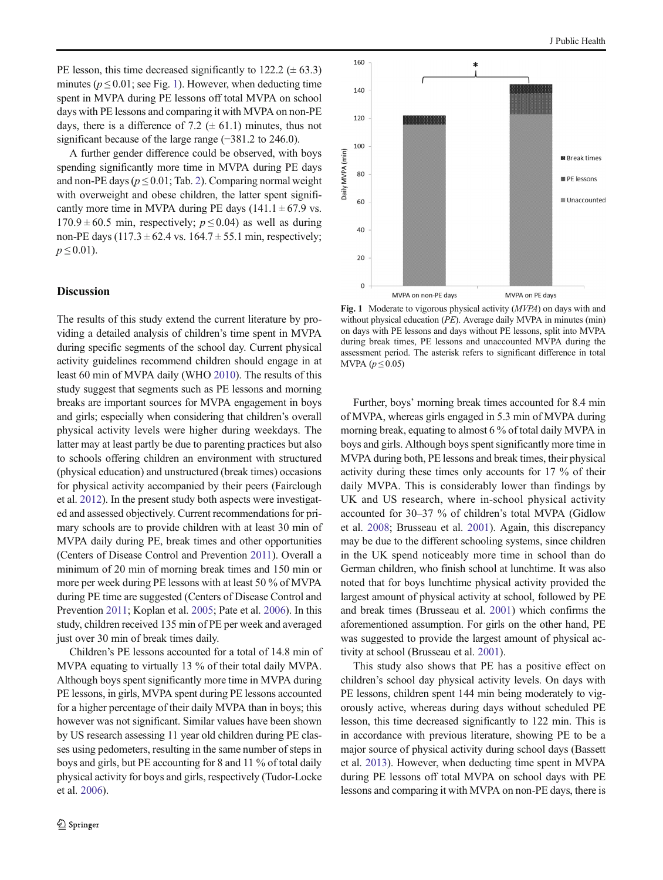PE lesson, this time decreased significantly to 122.2 (± 63.3) minutes ($p \leq 0.01$; see Fig. 1). However, when deducting time spent in MVPA during PE lessons off total MVPA on school days with PE lessons and comparing it with MVPA on non-PE days, there is a difference of 7.2 (± 61.1) minutes, thus not significant because of the large range (−381.2 to 246.0).

A further gender difference could be observed, with boys spending significantly more time in MVPA during PE days and non-PE days ($p \leq 0.01$; Tab. 2). Comparing normal weight with overweight and obese children, the latter spent significantly more time in MVPA during PE days (141.1 ± 67.9 vs. 170.9 ± 60.5 min, respectively; $p \leq 0.04$) as well as during non-PE days (117.3 ± 62.4 vs. 164.7 ± 55.1 min, respectively; $p \leq 0.01$).

## Discussion

The results of this study extend the current literature by providing a detailed analysis of children's time spent in MVPA during specific segments of the school day. Current physical activity guidelines recommend children should engage in at least 60 min of MVPA daily (WHO 2010). The results of this study suggest that segments such as PE lessons and morning breaks are important sources for MVPA engagement in boys and girls; especially when considering that children's overall physical activity levels were higher during weekdays. The latter may at least partly be due to parenting practices but also to schools offering children an environment with structured (physical education) and unstructured (break times) occasions for physical activity accompanied by their peers (Fairclough et al. 2012). In the present study both aspects were investigated and assessed objectively. Current recommendations for primary schools are to provide children with at least 30 min of MVPA daily during PE, break times and other opportunities (Centers of Disease Control and Prevention 2011). Overall a minimum of 20 min of morning break times and 150 min or more per week during PE lessons with at least 50 % of MVPA during PE time are suggested (Centers of Disease Control and Prevention 2011; Koplan et al. 2005; Pate et al. 2006). In this study, children received 135 min of PE per week and averaged just over 30 min of break times daily.

Children's PE lessons accounted for a total of 14.8 min of MVPA equating to virtually 13 % of their total daily MVPA. Although boys spent significantly more time in MVPA during PE lessons, in girls, MVPA spent during PE lessons accounted for a higher percentage of their daily MVPA than in boys; this however was not significant. Similar values have been shown by US research assessing 11 year old children during PE classes using pedometers, resulting in the same number of steps in boys and girls, but PE accounting for 8 and 11 % of total daily physical activity for boys and girls, respectively (Tudor-Locke et al. 2006).

Fig. 1 Moderate to vigorous physical activity (*MVPA*) on days with and without physical education (*PE*). Average daily MVPA in minutes (min) on days with PE lessons and days without PE lessons, split into MVPA during break times, PE lessons and unaccounted MVPA during the assessment period. The asterisk refers to significant difference in total MVPA ($p \leq 0.05$)

Further, boys' morning break times accounted for 8.4 min of MVPA, whereas girls engaged in 5.3 min of MVPA during morning break, equating to almost 6 % of total daily MVPA in boys and girls. Although boys spent significantly more time in MVPA during both, PE lessons and break times, their physical activity during these times only accounts for 17 % of their daily MVPA. This is considerably lower than findings by UK and US research, where in-school physical activity accounted for 30–37 % of children's total MVPA (Gidlow et al. 2008; Brusseau et al. 2001). Again, this discrepancy may be due to the different schooling systems, since children in the UK spend noticeably more time in school than do German children, who finish school at lunchtime. It was also noted that for boys lunchtime physical activity provided the largest amount of physical activity at school, followed by PE and break times (Brusseau et al. 2001) which confirms the aforementioned assumption. For girls on the other hand, PE was suggested to provide the largest amount of physical activity at school (Brusseau et al. 2001).

This study also shows that PE has a positive effect on children's school day physical activity levels. On days with PE lessons, children spent 144 min being moderately to vigorously active, whereas during days without scheduled PE lesson, this time decreased significantly to 122 min. This is in accordance with previous literature, showing PE to be a major source of physical activity during school days (Bassett et al. 2013). However, when deducting time spent in MVPA during PE lessons off total MVPA on school days with PE lessons and comparing it with MVPA on non-PE days, there is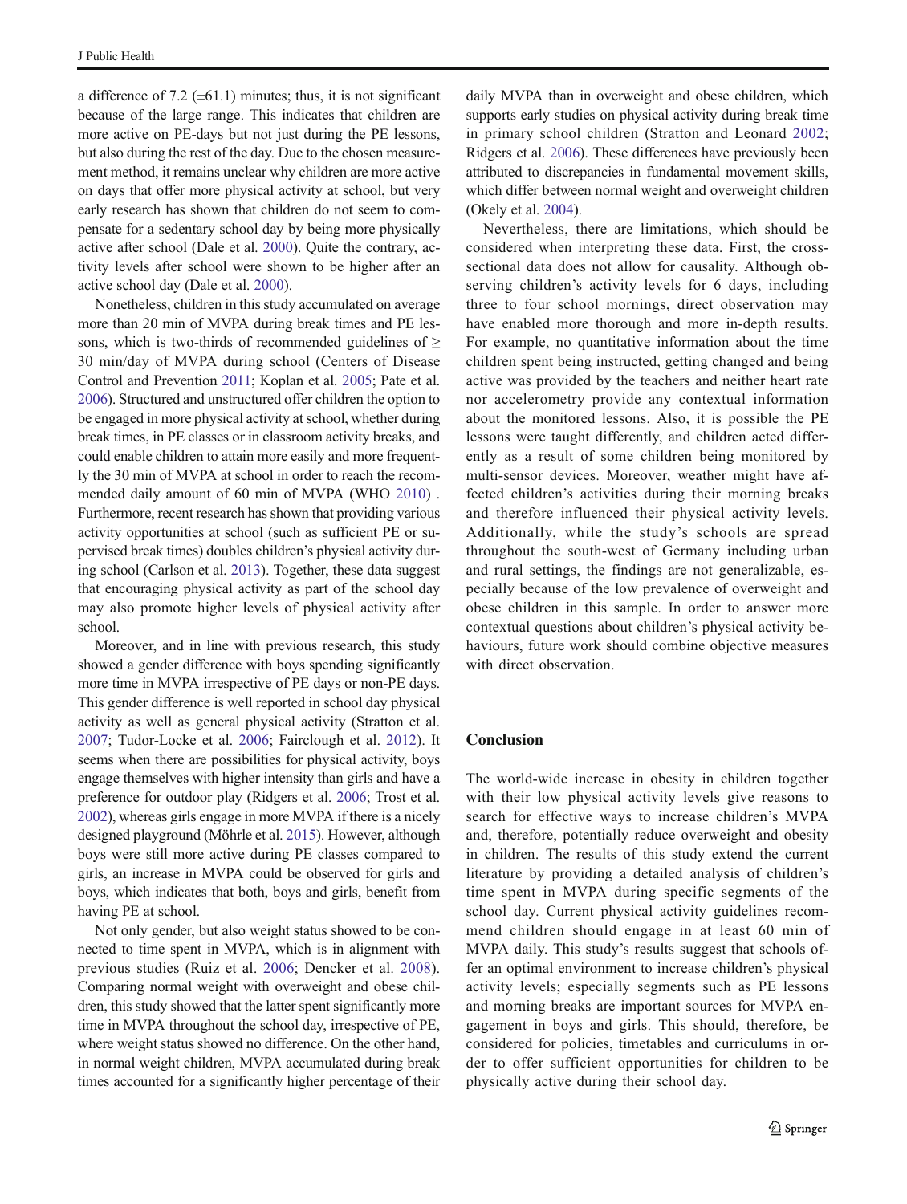a difference of 7.2 (±61.1) minutes; thus, it is not significant because of the large range. This indicates that children are more active on PE-days but not just during the PE lessons, but also during the rest of the day. Due to the chosen measurement method, it remains unclear why children are more active on days that offer more physical activity at school, but very early research has shown that children do not seem to compensate for a sedentary school day by being more physically active after school (Dale et al. 2000). Quite the contrary, activity levels after school were shown to be higher after an active school day (Dale et al. 2000).

Nonetheless, children in this study accumulated on average more than 20 min of MVPA during break times and PE lessons, which is two-thirds of recommended guidelines of ≥ 30 min/day of MVPA during school (Centers of Disease Control and Prevention 2011; Koplan et al. 2005; Pate et al. 2006). Structured and unstructured offer children the option to be engaged in more physical activity at school, whether during break times, in PE classes or in classroom activity breaks, and could enable children to attain more easily and more frequently the 30 min of MVPA at school in order to reach the recommended daily amount of 60 min of MVPA (WHO 2010) . Furthermore, recent research has shown that providing various activity opportunities at school (such as sufficient PE or supervised break times) doubles children's physical activity during school (Carlson et al. 2013). Together, these data suggest that encouraging physical activity as part of the school day may also promote higher levels of physical activity after school.

Moreover, and in line with previous research, this study showed a gender difference with boys spending significantly more time in MVPA irrespective of PE days or non-PE days. This gender difference is well reported in school day physical activity as well as general physical activity (Stratton et al. 2007; Tudor-Locke et al. 2006; Fairclough et al. 2012). It seems when there are possibilities for physical activity, boys engage themselves with higher intensity than girls and have a preference for outdoor play (Ridgers et al. 2006; Trost et al. 2002), whereas girls engage in more MVPA if there is a nicely designed playground (Möhrle et al. 2015). However, although boys were still more active during PE classes compared to girls, an increase in MVPA could be observed for girls and boys, which indicates that both, boys and girls, benefit from having PE at school.

Not only gender, but also weight status showed to be connected to time spent in MVPA, which is in alignment with previous studies (Ruiz et al. 2006; Dencker et al. 2008). Comparing normal weight with overweight and obese children, this study showed that the latter spent significantly more time in MVPA throughout the school day, irrespective of PE, where weight status showed no difference. On the other hand, in normal weight children, MVPA accumulated during break times accounted for a significantly higher percentage of their daily MVPA than in overweight and obese children, which supports early studies on physical activity during break time in primary school children (Stratton and Leonard 2002; Ridgers et al. 2006). These differences have previously been attributed to discrepancies in fundamental movement skills, which differ between normal weight and overweight children (Okely et al. 2004).

Nevertheless, there are limitations, which should be considered when interpreting these data. First, the cross-sectional data does not allow for causality. Although observing children's activity levels for 6 days, including three to four school mornings, direct observation may have enabled more thorough and more in-depth results. For example, no quantitative information about the time children spent being instructed, getting changed and being active was provided by the teachers and neither heart rate nor accelerometry provide any contextual information about the monitored lessons. Also, it is possible the PE lessons were taught differently, and children acted differently as a result of some children being monitored by multi-sensor devices. Moreover, weather might have affected children's activities during their morning breaks and therefore influenced their physical activity levels. Additionally, while the study's schools are spread throughout the south-west of Germany including urban and rural settings, the findings are not generalizable, especially because of the low prevalence of overweight and obese children in this sample. In order to answer more contextual questions about children's physical activity behaviours, future work should combine objective measures with direct observation.

## Conclusion

The world-wide increase in obesity in children together with their low physical activity levels give reasons to search for effective ways to increase children's MVPA and, therefore, potentially reduce overweight and obesity in children. The results of this study extend the current literature by providing a detailed analysis of children's time spent in MVPA during specific segments of the school day. Current physical activity guidelines recommend children should engage in at least 60 min of MVPA daily. This study's results suggest that schools offer an optimal environment to increase children's physical activity levels; especially segments such as PE lessons and morning breaks are important sources for MVPA engagement in boys and girls. This should, therefore, be considered for policies, timetables and curriculums in order to offer sufficient opportunities for children to be physically active during their school day.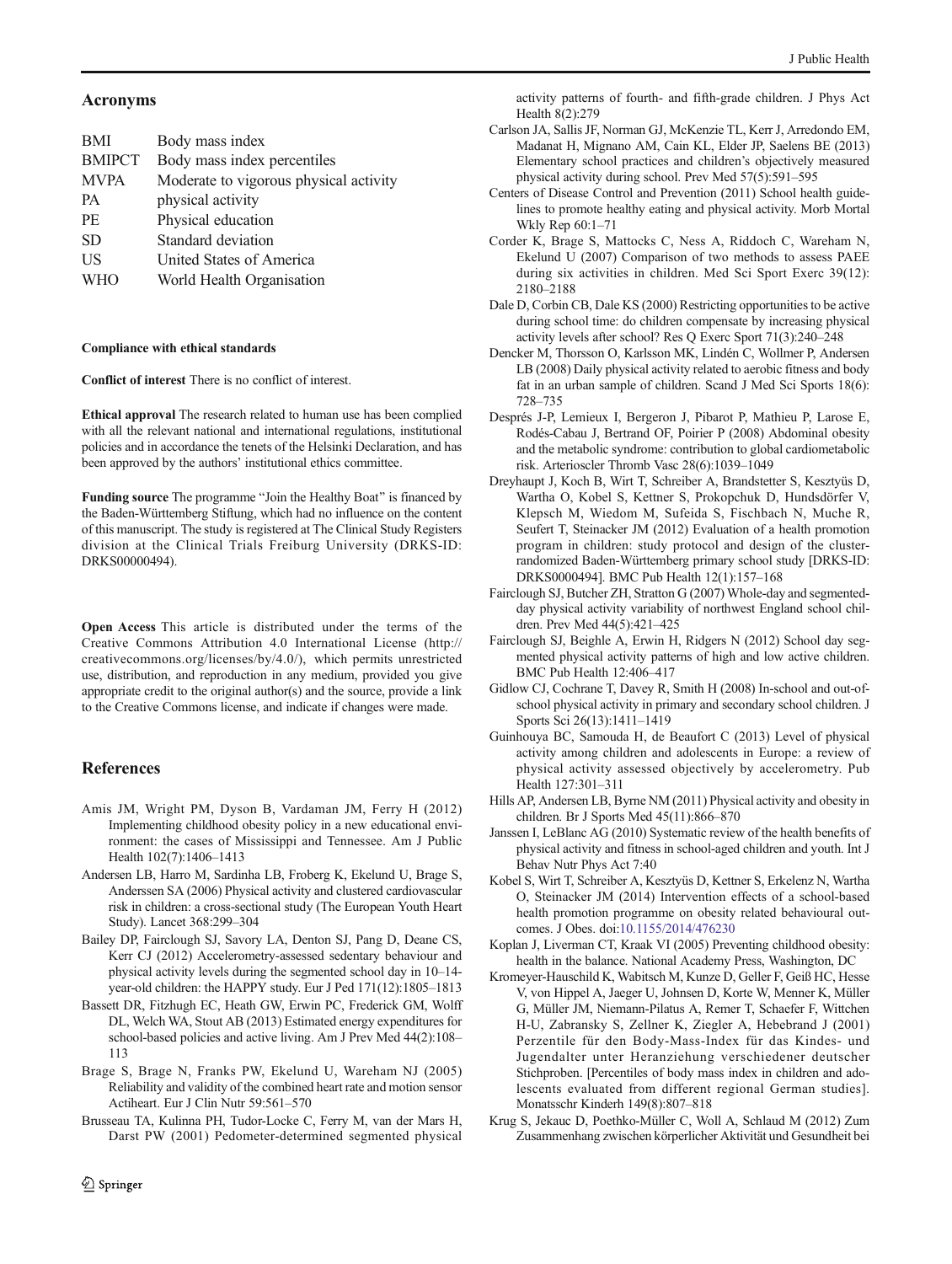## Acronyms

| | |
|---|---|
| BMI | Body mass index |
| BMIPCT | Body mass index percentiles |
| MVPA | Moderate to vigorous physical activity |
| PA | physical activity |
| PE | Physical education |
| SD | Standard deviation |
| US | United States of America |
| WHO | World Health Organisation |

**Compliance with ethical standards**

**Conflict of interest** There is no conflict of interest.

**Ethical approval** The research related to human use has been complied with all the relevant national and international regulations, institutional policies and in accordance the tenets of the Helsinki Declaration, and has been approved by the authors' institutional ethics committee.

**Funding source** The programme "Join the Healthy Boat" is financed by the Baden-Württemberg Stiftung, which had no influence on the content of this manuscript. The study is registered at The Clinical Study Registers division at the Clinical Trials Freiburg University (DRKS-ID: DRKS00000494).

**Open Access** This article is distributed under the terms of the Creative Commons Attribution 4.0 International License (http://creativecommons.org/licenses/by/4.0/), which permits unrestricted use, distribution, and reproduction in any medium, provided you give appropriate credit to the original author(s) and the source, provide a link to the Creative Commons license, and indicate if changes were made.

## References

Amis JM, Wright PM, Dyson B, Vardaman JM, Ferry H (2012) Implementing childhood obesity policy in a new educational environment: the cases of Mississippi and Tennessee. Am J Public Health 102(7):1406–1413

Andersen LB, Harro M, Sardinha LB, Froberg K, Ekelund U, Brage S, Anderssen SA (2006) Physical activity and clustered cardiovascular risk in children: a cross-sectional study (The European Youth Heart Study). Lancet 368:299–304

Bailey DP, Fairclough SJ, Savory LA, Denton SJ, Pang D, Deane CS, Kerr CJ (2012) Accelerometry-assessed sedentary behaviour and physical activity levels during the segmented school day in 10–14-year-old children: the HAPPY study. Eur J Ped 171(12):1805–1813

Bassett DR, Fitzhugh EC, Heath GW, Erwin PC, Frederick GM, Wolff DL, Welch WA, Stout AB (2013) Estimated energy expenditures for school-based policies and active living. Am J Prev Med 44(2):108–113

Brage S, Brage N, Franks PW, Ekelund U, Wareham NJ (2005) Reliability and validity of the combined heart rate and motion sensor Actiheart. Eur J Clin Nutr 59:561–570

Brusseau TA, Kulinna PH, Tudor-Locke C, Ferry M, van der Mars H, Darst PW (2001) Pedometer-determined segmented physical activity patterns of fourth- and fifth-grade children. J Phys Act Health 8(2):279

Carlson JA, Sallis JF, Norman GJ, McKenzie TL, Kerr J, Arredondo EM, Madanat H, Mignano AM, Cain KL, Elder JP, Saelens BE (2013) Elementary school practices and children's objectively measured physical activity during school. Prev Med 57(5):591–595

Centers of Disease Control and Prevention (2011) School health guidelines to promote healthy eating and physical activity. Morb Mortal Wkly Rep 60:1–71

Corder K, Brage S, Mattocks C, Ness A, Riddoch C, Wareham N, Ekelund U (2007) Comparison of two methods to assess PAEE during six activities in children. Med Sci Sport Exerc 39(12): 2180–2188

Dale D, Corbin CB, Dale KS (2000) Restricting opportunities to be active during school time: do children compensate by increasing physical activity levels after school? Res Q Exerc Sport 71(3):240–248

Dencker M, Thorsson O, Karlsson MK, Lindén C, Wollmer P, Andersen LB (2008) Daily physical activity related to aerobic fitness and body fat in an urban sample of children. Scand J Med Sci Sports 18(6): 728–735

Després J-P, Lemieux I, Bergeron J, Pibarot P, Mathieu P, Larose E, Rodés-Cabau J, Bertrand OF, Poirier P (2008) Abdominal obesity and the metabolic syndrome: contribution to global cardiometabolic risk. Arterioscler Thromb Vasc 28(6):1039–1049

Dreyhaupt J, Koch B, Wirt T, Schreiber A, Brandstetter S, Kesztyüs D, Wartha O, Kobel S, Kettner S, Prokopchuk D, Hundsdörfer V, Klepsch M, Wiedom M, Sufeida S, Fischbach N, Muche R, Seufert T, Steinacker JM (2012) Evaluation of a health promotion program in children: study protocol and design of the cluster-randomized Baden-Württemberg primary school study [DRKS-ID: DRKS0000494]. BMC Pub Health 12(1):157–168

Fairclough SJ, Butcher ZH, Stratton G (2007) Whole-day and segmented-day physical activity variability of northwest England school children. Prev Med 44(5):421–425

Fairclough SJ, Beighle A, Erwin H, Ridgers N (2012) School day segmented physical activity patterns of high and low active children. BMC Pub Health 12:406–417

Gidlow CJ, Cochrane T, Davey R, Smith H (2008) In-school and out-of-school physical activity in primary and secondary school children. J Sports Sci 26(13):1411–1419

Guinhouya BC, Samouda H, de Beaufort C (2013) Level of physical activity among children and adolescents in Europe: a review of physical activity assessed objectively by accelerometry. Pub Health 127:301–311

Hills AP, Andersen LB, Byrne NM (2011) Physical activity and obesity in children. Br J Sports Med 45(11):866–870

Janssen I, LeBlanc AG (2010) Systematic review of the health benefits of physical activity and fitness in school-aged children and youth. Int J Behav Nutr Phys Act 7:40

Kobel S, Wirt T, Schreiber A, Kesztyüs D, Kettner S, Erkelenz N, Wartha O, Steinacker JM (2014) Intervention effects of a school-based health promotion programme on obesity related behavioural outcomes. J Obes. doi:10.1155/2014/476230

Koplan J, Liverman CT, Kraak VI (2005) Preventing childhood obesity: health in the balance. National Academy Press, Washington, DC

Kromeyer-Hauschild K, Wabitsch M, Kunze D, Geller F, Geiß HC, Hesse V, von Hippel A, Jaeger U, Johnsen D, Korte W, Menner K, Müller G, Müller JM, Niemann-Pilatus A, Remer T, Schaefer F, Wittchen H-U, Zabransky S, Zellner K, Ziegler A, Hebebrand J (2001) Perzentile für den Body-Mass-Index für das Kindes- und Jugendalter unter Heranziehung verschiedener deutscher Stichproben. [Percentiles of body mass index in children and adolescents evaluated from different regional German studies]. Monatsschr Kinderh 149(8):807–818

Krug S, Jekauc D, Poethko-Müller C, Woll A, Schlaud M (2012) Zum Zusammenhang zwischen körperlicher Aktivität und Gesundheit bei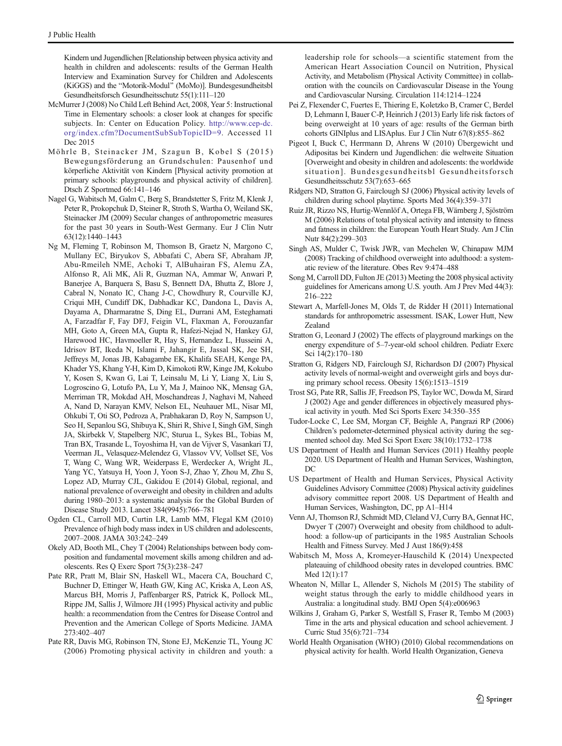Kindern und Jugendlichen [Relationship between physica activity and health in children and adolescents: results of the German Health Interview and Examination Survey for Children and Adolescents (KiGGS) and the "Motorik-Modul" (MoMo)]. Bundesgesundheitsbl Gesundheitsforsch Gesundheitsschutz 55(1):111–120

McMurrer J (2008) No Child Left Behind Act, 2008, Year 5: Instructional Time in Elementary schools: a closer look at changes for specific subjects. In: Center on Education Policy. http://www.cep-dc.org/index.cfm?DocumentSubSubTopicID=9. Accessed 11 Dec 2015

Möhrle B, Steinacker JM, Szagun B, Kobel S (2015) Bewegungsförderung an Grundschulen: Pausenhof und körperliche Aktivität von Kindern [Physical activity promotion at primary schools: playgrounds and physical activity of children]. Dtsch Z Sportmed 66:141–146

Nagel G, Wabitsch M, Galm C, Berg S, Brandstetter S, Fritz M, Klenk J, Peter R, Prokopchuk D, Steiner R, Stroth S, Wartha O, Weiland SK, Steinacker JM (2009) Secular changes of anthropometric measures for the past 30 years in South-West Germany. Eur J Clin Nutr 63(12):1440–1443

Ng M, Fleming T, Robinson M, Thomson B, Graetz N, Margono C, Mullany EC, Biryukov S, Abbafati C, Abera SF, Abraham JP, Abu-Rmeileh NME, Achoki T, AlBuhairan FS, Alemu ZA, Alfonso R, Ali MK, Ali R, Guzman NA, Ammar W, Anwari P, Banerjee A, Barquera S, Basu S, Bennett DA, Bhutta Z, Blore J, Cabral N, Nonato IC, Chang J-C, Chowdhury R, Courville KJ, Criqui MH, Cundiff DK, Dabhadkar KC, Dandona L, Davis A, Dayama A, Dharmaratne S, Ding EL, Durrani AM, Esteghamati A, Farzadfar F, Fay DFJ, Feigin VL, Flaxman A, Forouzanfar MH, Goto A, Green MA, Gupta R, Hafezi-Nejad N, Hankey GJ, Harewood HC, Havmoeller R, Hay S, Hernandez L, Husseini A, Idrisov BT, Ikeda N, Islami F, Jahangir E, Jassal SK, Jee SH, Jeffreys M, Jonas JB, Kabagambe EK, Khalifa SEAH, Kenge PA, Khader YS, Khang Y-H, Kim D, Kimokoti RW, Kinge JM, Kokubo Y, Kosen S, Kwan G, Lai T, Leinsalu M, Li Y, Liang X, Liu S, Logroscino G, Lotufo PA, Lu Y, Ma J, Mainoo NK, Mensag GA, Merriman TR, Mokdad AH, Moschandreas J, Naghavi M, Naheed A, Nand D, Narayan KMV, Nelson EL, Neuhauer ML, Nisar MI, Ohkubi T, Oti SO, Pedroza A, Prabhakaran D, Roy N, Sampson U, Seo H, Sepanlou SG, Shibuya K, Shiri R, Shive I, Singh GM, Singh JA, Skirbekk V, Stapelberg NJC, Sturua L, Sykes BL, Tobias M, Tran BX, Trasande L, Toyoshima H, van de Vijver S, Vasankari TJ, Veerman JL, Velasquez-Melendez G, Vlassov VV, Vollset SE, Vos T, Wang C, Wang WR, Weiderpass E, Werdecker A, Wright JL, Yang YC, Yatsuya H, Yoon J, Yoon S-J, Zhao Y, Zhou M, Zhu S, Lopez AD, Murray CJL, Gakidou E (2014) Global, regional, and national prevalence of overweight and obesity in children and adults during 1980–2013: a systematic analysis for the Global Burden of Disease Study 2013. Lancet 384(9945):766–781

Ogden CL, Carroll MD, Curtin LR, Lamb MM, Flegal KM (2010) Prevalence of high body mass index in US children and adolescents, 2007–2008. JAMA 303:242–249

Okely AD, Booth ML, Chey T (2004) Relationships between body composition and fundamental movement skills among children and adolescents. Res Q Exerc Sport 75(3):238–247

Pate RR, Pratt M, Blair SN, Haskell WL, Macera CA, Bouchard C, Buchner D, Ettinger W, Heath GW, King AC, Kriska A, Leon AS, Marcus BH, Morris J, Paffenbarger RS, Patrick K, Pollock ML, Rippe JM, Sallis J, Wilmore JH (1995) Physical activity and public health: a recommendation from the Centres for Disease Control and Prevention and the American College of Sports Medicine. JAMA 273:402–407

Pate RR, Davis MG, Robinson TN, Stone EJ, McKenzie TL, Young JC (2006) Promoting physical activity in children and youth: a leadership role for schools—a scientific statement from the American Heart Association Council on Nutrition, Physical Activity, and Metabolism (Physical Activity Committee) in collaboration with the councils on Cardiovascular Disease in the Young and Cardiovascular Nursing. Circulation 114:1214–1224

Pei Z, Flexender C, Fuertes E, Thiering E, Koletzko B, Cramer C, Berdel D, Lehmann I, Bauer C-P, Heinrich J (2013) Early life risk factors of being overweight at 10 years of age: results of the German birth cohorts GINIplus and LISAplus. Eur J Clin Nutr 67(8):855–862

Pigeot I, Buck C, Herrmann D, Ahrens W (2010) Übergewicht und Adipositas bei Kindern und Jugendlichen: die weltweite Situation [Overweight and obesity in children and adolescents: the worldwide situation]. Bundesgesundheitsbl Gesundheitsforsch Gesundheitsschutz 53(7):653–665

Ridgers ND, Stratton G, Fairclough SJ (2006) Physical activity levels of children during school playtime. Sports Med 36(4):359–371

Ruiz JR, Rizzo NS, Hurtig-Wennlöf A, Ortega FB, Wärnberg J, Sjöström M (2006) Relations of total physical activity and intensity to fitness and fatness in children: the European Youth Heart Study. Am J Clin Nutr 84(2):299–303

Singh AS, Mulder C, Twisk JWR, van Mechelen W, Chinapaw MJM (2008) Tracking of childhood overweight into adulthood: a systematic review of the literature. Obes Rev 9:474–488

Song M, Carroll DD, Fulton JE (2013) Meeting the 2008 physical activity guidelines for Americans among U.S. youth. Am J Prev Med 44(3):216–222

Stewart A, Marfell-Jones M, Olds T, de Ridder H (2011) International standards for anthropometric assessment. ISAK, Lower Hutt, New Zealand

Stratton G, Leonard J (2002) The effects of playground markings on the energy expenditure of 5–7-year-old school children. Pediatr Exerc Sci 14(2):170–180

Stratton G, Ridgers ND, Fairclough SJ, Richardson DJ (2007) Physical activity levels of normal-weight and overweight girls and boys during primary school recess. Obesity 15(6):1513–1519

Trost SG, Pate RR, Sallis JF, Freedson PS, Taylor WC, Dowda M, Sirard J (2002) Age and gender differences in objectively measured physical activity in youth. Med Sci Sports Exerc 34:350–355

Tudor-Locke C, Lee SM, Morgan CF, Beighle A, Pangrazi RP (2006) Children's pedometer-determined physical activity during the segmented school day. Med Sci Sport Exerc 38(10):1732–1738

US Department of Health and Human Services (2011) Healthy people 2020. US Department of Health and Human Services, Washington, DC

US Department of Health and Human Services, Physical Activity Guidelines Advisory Committee (2008) Physical activity guidelines advisory committee report 2008. US Department of Health and Human Services, Washington, DC, pp A1–H14

Venn AJ, Thomson RJ, Schmidt MD, Cleland VJ, Curry BA, Gennat HC, Dwyer T (2007) Overweight and obesity from childhood to adulthood: a follow-up of participants in the 1985 Australian Schools Health and Fitness Survey. Med J Aust 186(9):458

Wabitsch M, Moss A, Kromeyer-Hauschild K (2014) Unexpected plateauing of childhood obesity rates in developed countries. BMC Med 12(1):17

Wheaton N, Millar L, Allender S, Nichols M (2015) The stability of weight status through the early to middle childhood years in Australia: a longitudinal study. BMJ Open 5(4):e006963

Wilkins J, Graham G, Parker S, Westfall S, Fraser R, Tembo M (2003) Time in the arts and physical education and school achievement. J Curric Stud 35(6):721–734

World Health Organisation (WHO) (2010) Global recommendations on physical activity for health. World Health Organization, Geneva